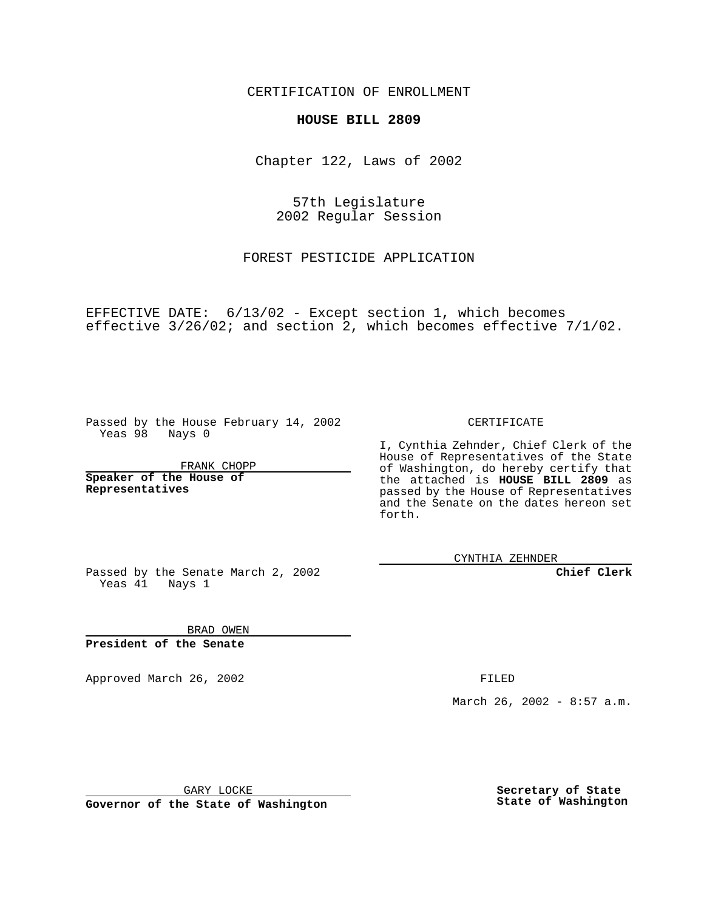CERTIFICATION OF ENROLLMENT

**HOUSE BILL 2809**

Chapter 122, Laws of 2002

57th Legislature
2002 Regular Session

FOREST PESTICIDE APPLICATION

EFFECTIVE DATE: 6/13/02 - Except section 1, which becomes effective 3/26/02; and section 2, which becomes effective 7/1/02.

Passed by the House February 14, 2002
Yeas 98 Nays 0

FRANK CHOPP

**Speaker of the House of Representatives**

Passed by the Senate March 2, 2002
Yeas 41 Nays 1

BRAD OWEN

**President of the Senate**

Approved March 26, 2002

GARY LOCKE

**Governor of the State of Washington**

CERTIFICATE

I, Cynthia Zehnder, Chief Clerk of the House of Representatives of the State of Washington, do hereby certify that the attached is **HOUSE BILL 2809** as passed by the House of Representatives and the Senate on the dates hereon set forth.

CYNTHIA ZEHNDER

**Chief Clerk**

FILED

March 26, 2002 - 8:57 a.m.

**Secretary of State**
**State of Washington**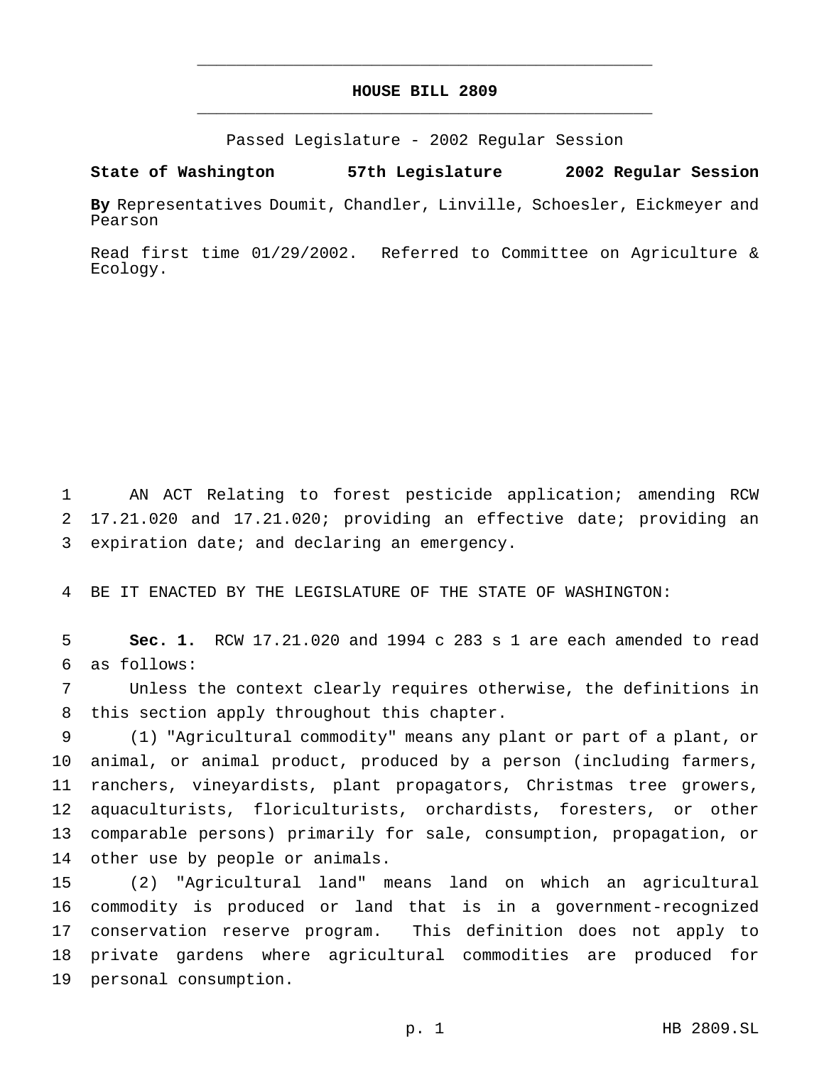# HOUSE BILL 2809

Passed Legislature - 2002 Regular Session

**State of Washington 57th Legislature 2002 Regular Session**

**By** Representatives Doumit, Chandler, Linville, Schoesler, Eickmeyer and Pearson

Read first time 01/29/2002. Referred to Committee on Agriculture & Ecology.

AN ACT Relating to forest pesticide application; amending RCW 17.21.020 and 17.21.020; providing an effective date; providing an expiration date; and declaring an emergency.

BE IT ENACTED BY THE LEGISLATURE OF THE STATE OF WASHINGTON:

**Sec. 1.** RCW 17.21.020 and 1994 c 283 s 1 are each amended to read as follows:

Unless the context clearly requires otherwise, the definitions in this section apply throughout this chapter.

(1) "Agricultural commodity" means any plant or part of a plant, or animal, or animal product, produced by a person (including farmers, ranchers, vineyardists, plant propagators, Christmas tree growers, aquaculturists, floriculturists, orchardists, foresters, or other comparable persons) primarily for sale, consumption, propagation, or other use by people or animals.

(2) "Agricultural land" means land on which an agricultural commodity is produced or land that is in a government-recognized conservation reserve program. This definition does not apply to private gardens where agricultural commodities are produced for personal consumption.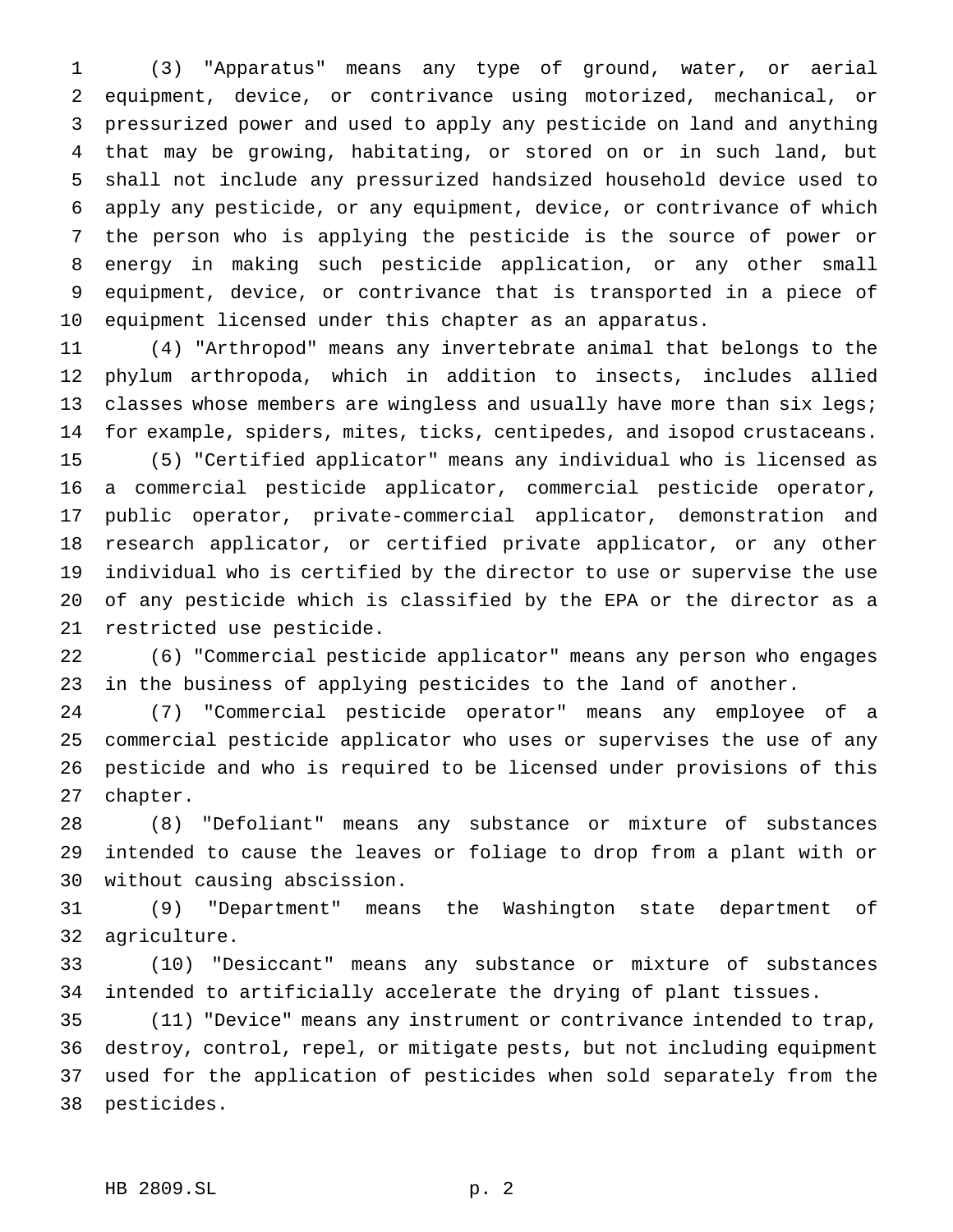(3) "Apparatus" means any type of ground, water, or aerial equipment, device, or contrivance using motorized, mechanical, or pressurized power and used to apply any pesticide on land and anything that may be growing, habitating, or stored on or in such land, but shall not include any pressurized handsized household device used to apply any pesticide, or any equipment, device, or contrivance of which the person who is applying the pesticide is the source of power or energy in making such pesticide application, or any other small equipment, device, or contrivance that is transported in a piece of equipment licensed under this chapter as an apparatus.

(4) "Arthropod" means any invertebrate animal that belongs to the phylum arthropoda, which in addition to insects, includes allied classes whose members are wingless and usually have more than six legs; for example, spiders, mites, ticks, centipedes, and isopod crustaceans.

(5) "Certified applicator" means any individual who is licensed as a commercial pesticide applicator, commercial pesticide operator, public operator, private-commercial applicator, demonstration and research applicator, or certified private applicator, or any other individual who is certified by the director to use or supervise the use of any pesticide which is classified by the EPA or the director as a restricted use pesticide.

(6) "Commercial pesticide applicator" means any person who engages in the business of applying pesticides to the land of another.

(7) "Commercial pesticide operator" means any employee of a commercial pesticide applicator who uses or supervises the use of any pesticide and who is required to be licensed under provisions of this chapter.

(8) "Defoliant" means any substance or mixture of substances intended to cause the leaves or foliage to drop from a plant with or without causing abscission.

(9) "Department" means the Washington state department of agriculture.

(10) "Desiccant" means any substance or mixture of substances intended to artificially accelerate the drying of plant tissues.

(11) "Device" means any instrument or contrivance intended to trap, destroy, control, repel, or mitigate pests, but not including equipment used for the application of pesticides when sold separately from the pesticides.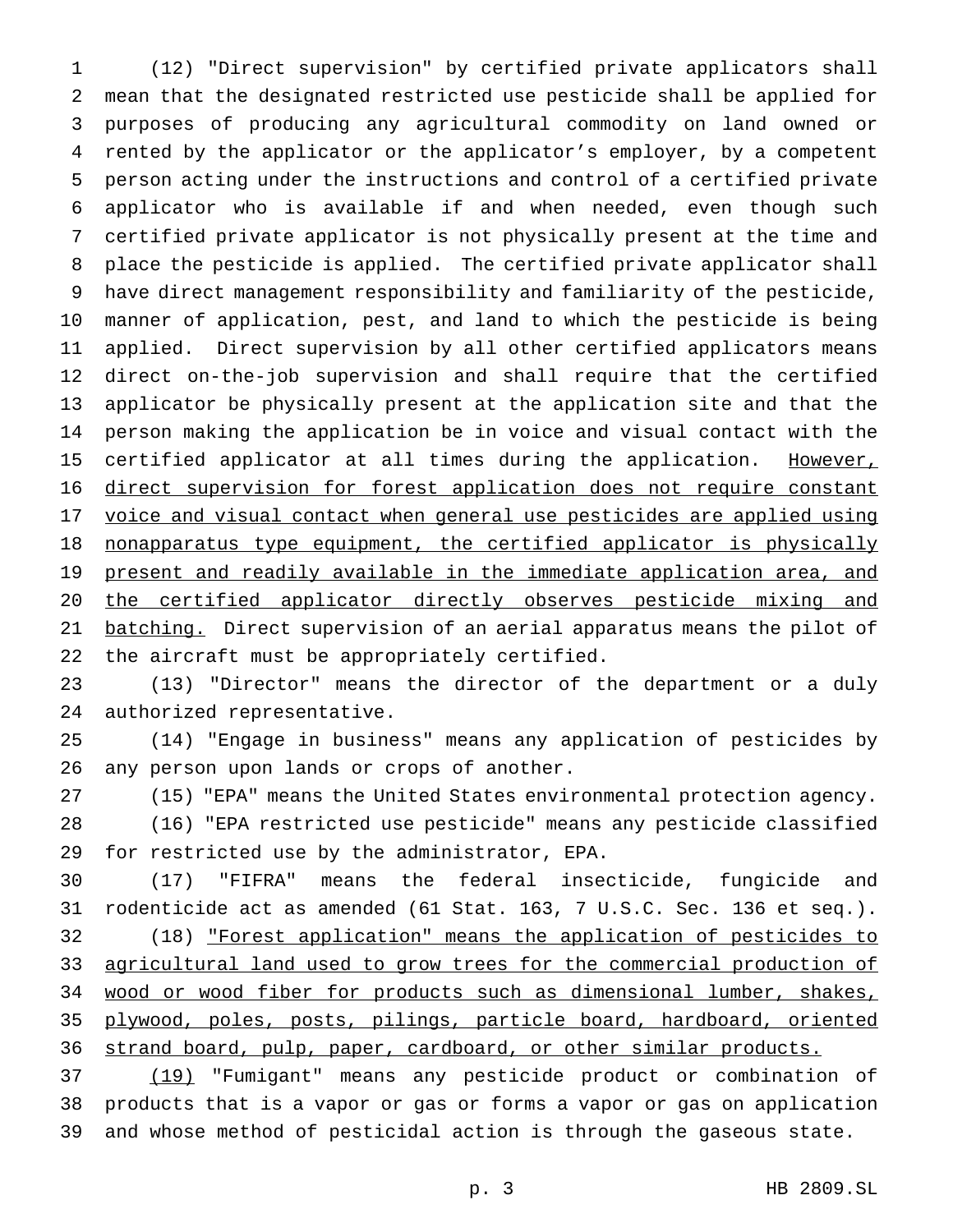(12) "Direct supervision" by certified private applicators shall mean that the designated restricted use pesticide shall be applied for purposes of producing any agricultural commodity on land owned or rented by the applicator or the applicator's employer, by a competent person acting under the instructions and control of a certified private applicator who is available if and when needed, even though such certified private applicator is not physically present at the time and place the pesticide is applied. The certified private applicator shall have direct management responsibility and familiarity of the pesticide, manner of application, pest, and land to which the pesticide is being applied. Direct supervision by all other certified applicators means direct on-the-job supervision and shall require that the certified applicator be physically present at the application site and that the person making the application be in voice and visual contact with the certified applicator at all times during the application. <u>However, direct supervision for forest application does not require constant voice and visual contact when general use pesticides are applied using nonapparatus type equipment, the certified applicator is physically present and readily available in the immediate application area, and the certified applicator directly observes pesticide mixing and batching.</u> Direct supervision of an aerial apparatus means the pilot of the aircraft must be appropriately certified.

(13) "Director" means the director of the department or a duly authorized representative.

(14) "Engage in business" means any application of pesticides by any person upon lands or crops of another.

(15) "EPA" means the United States environmental protection agency.

(16) "EPA restricted use pesticide" means any pesticide classified for restricted use by the administrator, EPA.

(17) "FIFRA" means the federal insecticide, fungicide and rodenticide act as amended (61 Stat. 163, 7 U.S.C. Sec. 136 et seq.).

(18) <u>"Forest application" means the application of pesticides to agricultural land used to grow trees for the commercial production of wood or wood fiber for products such as dimensional lumber, shakes, plywood, poles, posts, pilings, particle board, hardboard, oriented strand board, pulp, paper, cardboard, or other similar products.</u>

<u>(19)</u> "Fumigant" means any pesticide product or combination of products that is a vapor or gas or forms a vapor or gas on application and whose method of pesticidal action is through the gaseous state.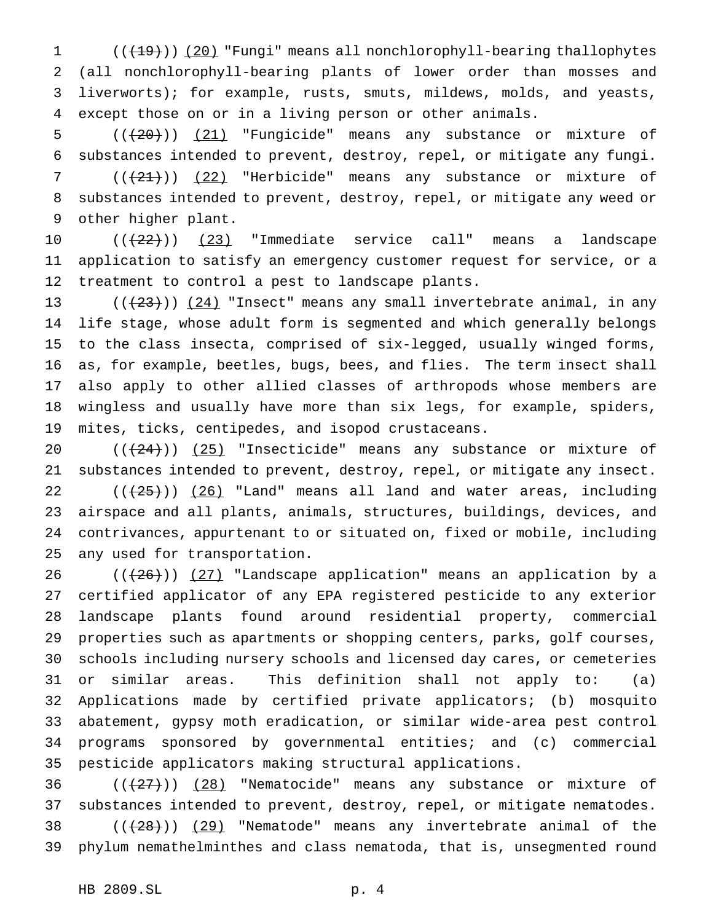(((19))) (20) "Fungi" means all nonchlorophyll-bearing thallophytes (all nonchlorophyll-bearing plants of lower order than mosses and liverworts); for example, rusts, smuts, mildews, molds, and yeasts, except those on or in a living person or other animals.

(((20))) (21) "Fungicide" means any substance or mixture of substances intended to prevent, destroy, repel, or mitigate any fungi.

(((21))) (22) "Herbicide" means any substance or mixture of substances intended to prevent, destroy, repel, or mitigate any weed or other higher plant.

(((22))) (23) "Immediate service call" means a landscape application to satisfy an emergency customer request for service, or a treatment to control a pest to landscape plants.

(((23))) (24) "Insect" means any small invertebrate animal, in any life stage, whose adult form is segmented and which generally belongs to the class insecta, comprised of six-legged, usually winged forms, as, for example, beetles, bugs, bees, and flies. The term insect shall also apply to other allied classes of arthropods whose members are wingless and usually have more than six legs, for example, spiders, mites, ticks, centipedes, and isopod crustaceans.

(((24))) (25) "Insecticide" means any substance or mixture of substances intended to prevent, destroy, repel, or mitigate any insect.

(((25))) (26) "Land" means all land and water areas, including airspace and all plants, animals, structures, buildings, devices, and contrivances, appurtenant to or situated on, fixed or mobile, including any used for transportation.

(((26))) (27) "Landscape application" means an application by a certified applicator of any EPA registered pesticide to any exterior landscape plants found around residential property, commercial properties such as apartments or shopping centers, parks, golf courses, schools including nursery schools and licensed day cares, or cemeteries or similar areas. This definition shall not apply to: (a) Applications made by certified private applicators; (b) mosquito abatement, gypsy moth eradication, or similar wide-area pest control programs sponsored by governmental entities; and (c) commercial pesticide applicators making structural applications.

(((27))) (28) "Nematocide" means any substance or mixture of substances intended to prevent, destroy, repel, or mitigate nematodes.

(((28))) (29) "Nematode" means any invertebrate animal of the phylum nemathelminthes and class nematoda, that is, unsegmented round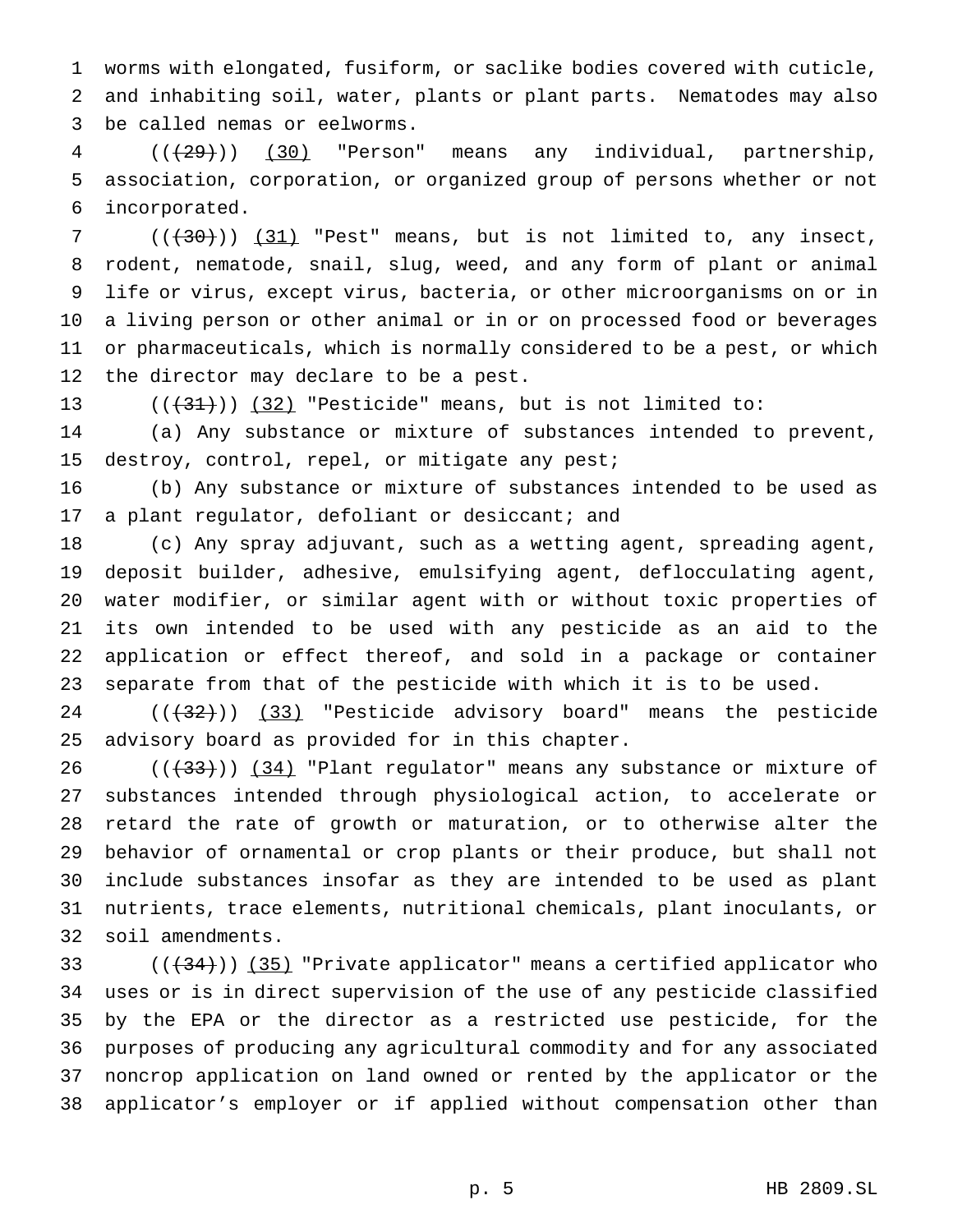worms with elongated, fusiform, or saclike bodies covered with cuticle, and inhabiting soil, water, plants or plant parts. Nematodes may also be called nemas or eelworms.

((~~(29)~~)) (30) "Person" means any individual, partnership, association, corporation, or organized group of persons whether or not incorporated.

((~~(30)~~)) (31) "Pest" means, but is not limited to, any insect, rodent, nematode, snail, slug, weed, and any form of plant or animal life or virus, except virus, bacteria, or other microorganisms on or in a living person or other animal or in or on processed food or beverages or pharmaceuticals, which is normally considered to be a pest, or which the director may declare to be a pest.

((~~(31)~~)) (32) "Pesticide" means, but is not limited to:

(a) Any substance or mixture of substances intended to prevent, destroy, control, repel, or mitigate any pest;

(b) Any substance or mixture of substances intended to be used as a plant regulator, defoliant or desiccant; and

(c) Any spray adjuvant, such as a wetting agent, spreading agent, deposit builder, adhesive, emulsifying agent, deflocculating agent, water modifier, or similar agent with or without toxic properties of its own intended to be used with any pesticide as an aid to the application or effect thereof, and sold in a package or container separate from that of the pesticide with which it is to be used.

((~~(32)~~)) (33) "Pesticide advisory board" means the pesticide advisory board as provided for in this chapter.

((~~(33)~~)) (34) "Plant regulator" means any substance or mixture of substances intended through physiological action, to accelerate or retard the rate of growth or maturation, or to otherwise alter the behavior of ornamental or crop plants or their produce, but shall not include substances insofar as they are intended to be used as plant nutrients, trace elements, nutritional chemicals, plant inoculants, or soil amendments.

((~~(34)~~)) (35) "Private applicator" means a certified applicator who uses or is in direct supervision of the use of any pesticide classified by the EPA or the director as a restricted use pesticide, for the purposes of producing any agricultural commodity and for any associated noncrop application on land owned or rented by the applicator or the applicator's employer or if applied without compensation other than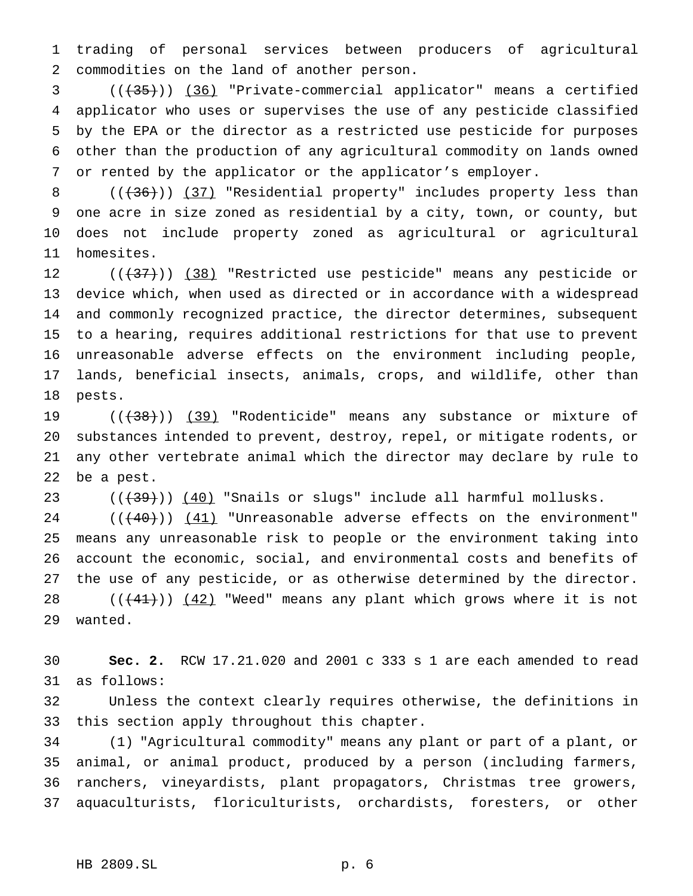trading of personal services between producers of agricultural commodities on the land of another person.

(((35))) (36) "Private-commercial applicator" means a certified applicator who uses or supervises the use of any pesticide classified by the EPA or the director as a restricted use pesticide for purposes other than the production of any agricultural commodity on lands owned or rented by the applicator or the applicator's employer.

(((36))) (37) "Residential property" includes property less than one acre in size zoned as residential by a city, town, or county, but does not include property zoned as agricultural or agricultural homesites.

(((37))) (38) "Restricted use pesticide" means any pesticide or device which, when used as directed or in accordance with a widespread and commonly recognized practice, the director determines, subsequent to a hearing, requires additional restrictions for that use to prevent unreasonable adverse effects on the environment including people, lands, beneficial insects, animals, crops, and wildlife, other than pests.

(((38))) (39) "Rodenticide" means any substance or mixture of substances intended to prevent, destroy, repel, or mitigate rodents, or any other vertebrate animal which the director may declare by rule to be a pest.

(((39))) (40) "Snails or slugs" include all harmful mollusks.

(((40))) (41) "Unreasonable adverse effects on the environment" means any unreasonable risk to people or the environment taking into account the economic, social, and environmental costs and benefits of the use of any pesticide, or as otherwise determined by the director.

(((41))) (42) "Weed" means any plant which grows where it is not wanted.

**Sec. 2.** RCW 17.21.020 and 2001 c 333 s 1 are each amended to read as follows:

Unless the context clearly requires otherwise, the definitions in this section apply throughout this chapter.

(1) "Agricultural commodity" means any plant or part of a plant, or animal, or animal product, produced by a person (including farmers, ranchers, vineyardists, plant propagators, Christmas tree growers, aquaculturists, floriculturists, orchardists, foresters, or other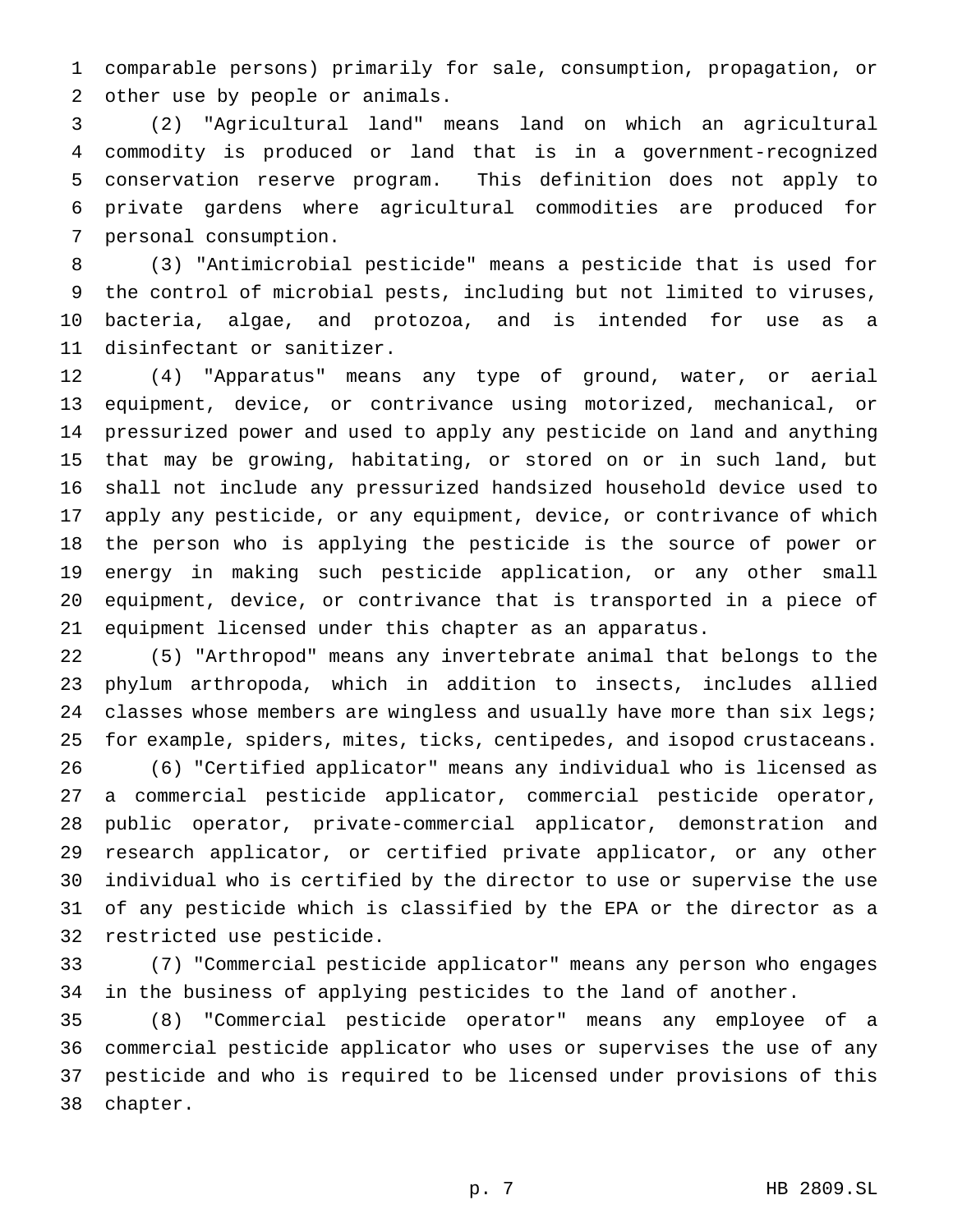comparable persons) primarily for sale, consumption, propagation, or other use by people or animals.

(2) "Agricultural land" means land on which an agricultural commodity is produced or land that is in a government-recognized conservation reserve program. This definition does not apply to private gardens where agricultural commodities are produced for personal consumption.

(3) "Antimicrobial pesticide" means a pesticide that is used for the control of microbial pests, including but not limited to viruses, bacteria, algae, and protozoa, and is intended for use as a disinfectant or sanitizer.

(4) "Apparatus" means any type of ground, water, or aerial equipment, device, or contrivance using motorized, mechanical, or pressurized power and used to apply any pesticide on land and anything that may be growing, habitating, or stored on or in such land, but shall not include any pressurized handsized household device used to apply any pesticide, or any equipment, device, or contrivance of which the person who is applying the pesticide is the source of power or energy in making such pesticide application, or any other small equipment, device, or contrivance that is transported in a piece of equipment licensed under this chapter as an apparatus.

(5) "Arthropod" means any invertebrate animal that belongs to the phylum arthropoda, which in addition to insects, includes allied classes whose members are wingless and usually have more than six legs; for example, spiders, mites, ticks, centipedes, and isopod crustaceans.

(6) "Certified applicator" means any individual who is licensed as a commercial pesticide applicator, commercial pesticide operator, public operator, private-commercial applicator, demonstration and research applicator, or certified private applicator, or any other individual who is certified by the director to use or supervise the use of any pesticide which is classified by the EPA or the director as a restricted use pesticide.

(7) "Commercial pesticide applicator" means any person who engages in the business of applying pesticides to the land of another.

(8) "Commercial pesticide operator" means any employee of a commercial pesticide applicator who uses or supervises the use of any pesticide and who is required to be licensed under provisions of this chapter.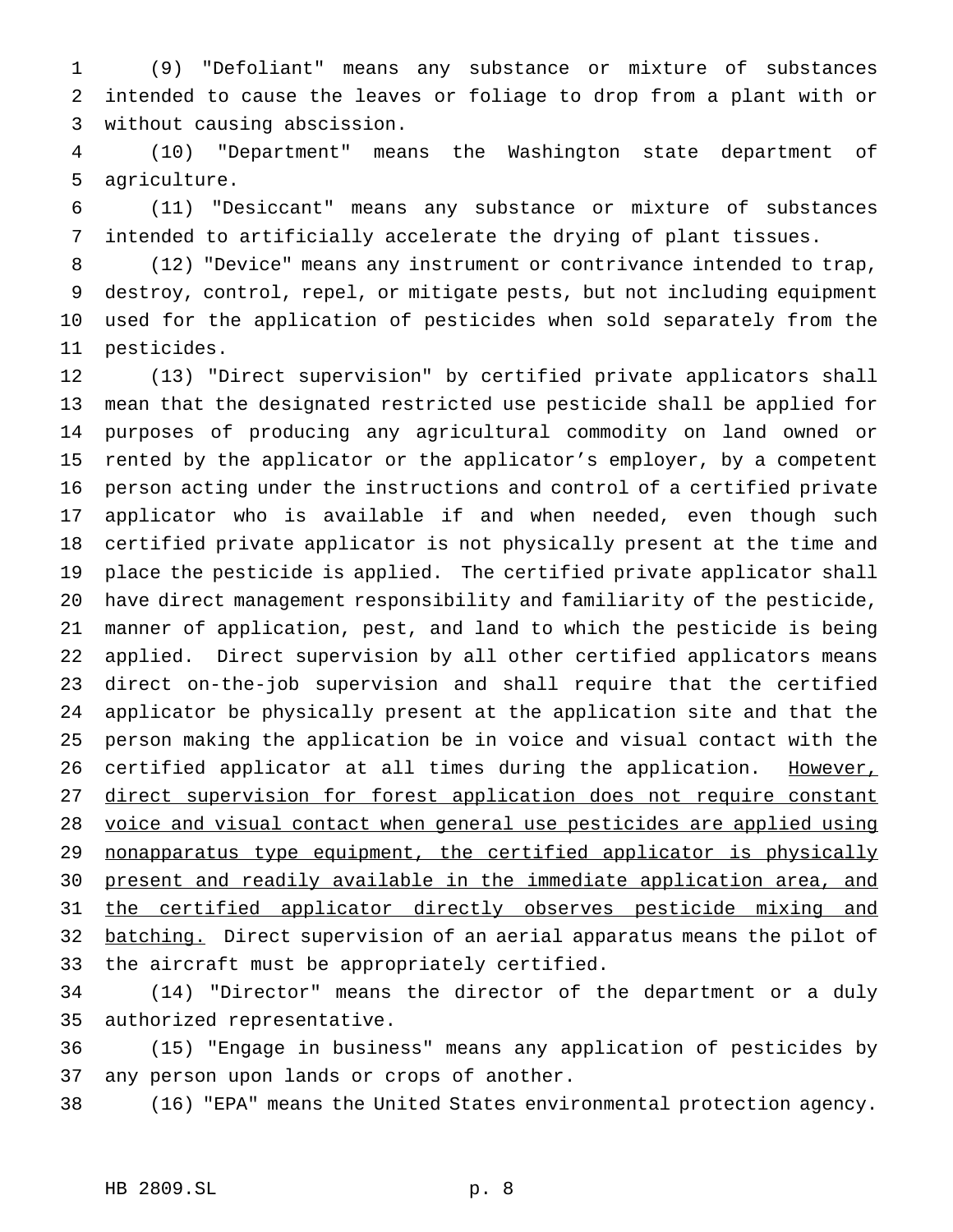(9) "Defoliant" means any substance or mixture of substances intended to cause the leaves or foliage to drop from a plant with or without causing abscission.

(10) "Department" means the Washington state department of agriculture.

(11) "Desiccant" means any substance or mixture of substances intended to artificially accelerate the drying of plant tissues.

(12) "Device" means any instrument or contrivance intended to trap, destroy, control, repel, or mitigate pests, but not including equipment used for the application of pesticides when sold separately from the pesticides.

(13) "Direct supervision" by certified private applicators shall mean that the designated restricted use pesticide shall be applied for purposes of producing any agricultural commodity on land owned or rented by the applicator or the applicator's employer, by a competent person acting under the instructions and control of a certified private applicator who is available if and when needed, even though such certified private applicator is not physically present at the time and place the pesticide is applied. The certified private applicator shall have direct management responsibility and familiarity of the pesticide, manner of application, pest, and land to which the pesticide is being applied. Direct supervision by all other certified applicators means direct on-the-job supervision and shall require that the certified applicator be physically present at the application site and that the person making the application be in voice and visual contact with the certified applicator at all times during the application. <u>However, direct supervision for forest application does not require constant voice and visual contact when general use pesticides are applied using nonapparatus type equipment, the certified applicator is physically present and readily available in the immediate application area, and the certified applicator directly observes pesticide mixing and batching.</u> Direct supervision of an aerial apparatus means the pilot of the aircraft must be appropriately certified.

(14) "Director" means the director of the department or a duly authorized representative.

(15) "Engage in business" means any application of pesticides by any person upon lands or crops of another.

(16) "EPA" means the United States environmental protection agency.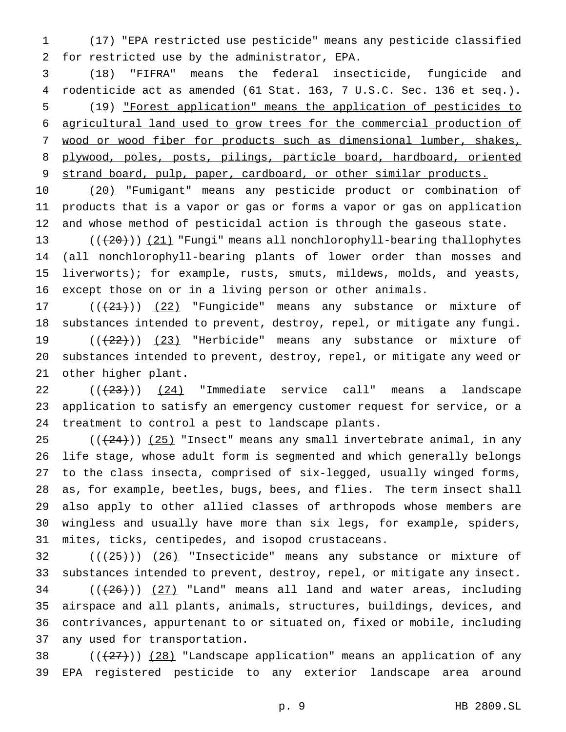(17) "EPA restricted use pesticide" means any pesticide classified for restricted use by the administrator, EPA.

(18) "FIFRA" means the federal insecticide, fungicide and rodenticide act as amended (61 Stat. 163, 7 U.S.C. Sec. 136 et seq.).

(19) <u>"Forest application" means the application of pesticides to agricultural land used to grow trees for the commercial production of wood or wood fiber for products such as dimensional lumber, shakes, plywood, poles, posts, pilings, particle board, hardboard, oriented strand board, pulp, paper, cardboard, or other similar products.</u>

<u>(20)</u> "Fumigant" means any pesticide product or combination of products that is a vapor or gas or forms a vapor or gas on application and whose method of pesticidal action is through the gaseous state.

((~~(20)~~)) <u>(21)</u> "Fungi" means all nonchlorophyll-bearing thallophytes (all nonchlorophyll-bearing plants of lower order than mosses and liverworts); for example, rusts, smuts, mildews, molds, and yeasts, except those on or in a living person or other animals.

((~~(21)~~)) <u>(22)</u> "Fungicide" means any substance or mixture of substances intended to prevent, destroy, repel, or mitigate any fungi.

((~~(22)~~)) <u>(23)</u> "Herbicide" means any substance or mixture of substances intended to prevent, destroy, repel, or mitigate any weed or other higher plant.

((~~(23)~~)) <u>(24)</u> "Immediate service call" means a landscape application to satisfy an emergency customer request for service, or a treatment to control a pest to landscape plants.

((~~(24)~~)) <u>(25)</u> "Insect" means any small invertebrate animal, in any life stage, whose adult form is segmented and which generally belongs to the class insecta, comprised of six-legged, usually winged forms, as, for example, beetles, bugs, bees, and flies. The term insect shall also apply to other allied classes of arthropods whose members are wingless and usually have more than six legs, for example, spiders, mites, ticks, centipedes, and isopod crustaceans.

((~~(25)~~)) <u>(26)</u> "Insecticide" means any substance or mixture of substances intended to prevent, destroy, repel, or mitigate any insect.

((~~(26)~~)) <u>(27)</u> "Land" means all land and water areas, including airspace and all plants, animals, structures, buildings, devices, and contrivances, appurtenant to or situated on, fixed or mobile, including any used for transportation.

((~~(27)~~)) <u>(28)</u> "Landscape application" means an application of any EPA registered pesticide to any exterior landscape area around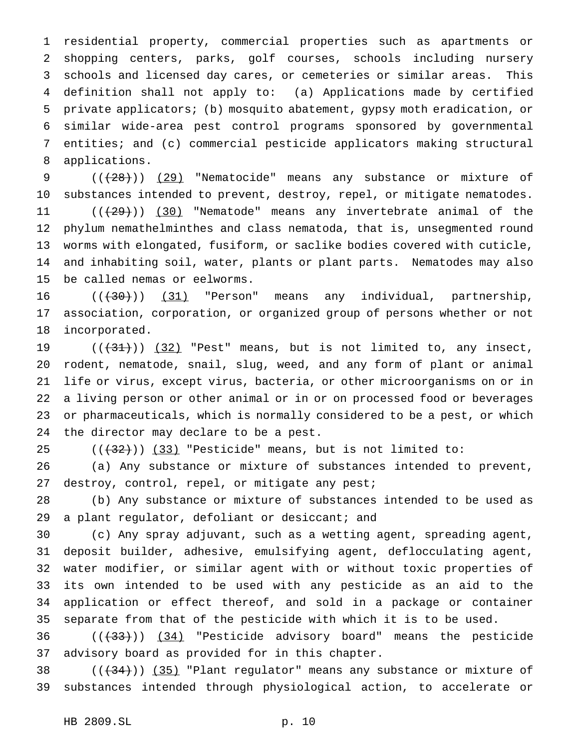residential property, commercial properties such as apartments or shopping centers, parks, golf courses, schools including nursery schools and licensed day cares, or cemeteries or similar areas. This definition shall not apply to: (a) Applications made by certified private applicators; (b) mosquito abatement, gypsy moth eradication, or similar wide-area pest control programs sponsored by governmental entities; and (c) commercial pesticide applicators making structural applications.

((~~(28)~~)) <u>(29)</u> "Nematocide" means any substance or mixture of substances intended to prevent, destroy, repel, or mitigate nematodes.

((~~(29)~~)) <u>(30)</u> "Nematode" means any invertebrate animal of the phylum nemathelminthes and class nematoda, that is, unsegmented round worms with elongated, fusiform, or saclike bodies covered with cuticle, and inhabiting soil, water, plants or plant parts. Nematodes may also be called nemas or eelworms.

((~~(30)~~)) <u>(31)</u> "Person" means any individual, partnership, association, corporation, or organized group of persons whether or not incorporated.

((~~(31)~~)) <u>(32)</u> "Pest" means, but is not limited to, any insect, rodent, nematode, snail, slug, weed, and any form of plant or animal life or virus, except virus, bacteria, or other microorganisms on or in a living person or other animal or in or on processed food or beverages or pharmaceuticals, which is normally considered to be a pest, or which the director may declare to be a pest.

((~~(32)~~)) <u>(33)</u> "Pesticide" means, but is not limited to:

(a) Any substance or mixture of substances intended to prevent, destroy, control, repel, or mitigate any pest;

(b) Any substance or mixture of substances intended to be used as a plant regulator, defoliant or desiccant; and

(c) Any spray adjuvant, such as a wetting agent, spreading agent, deposit builder, adhesive, emulsifying agent, deflocculating agent, water modifier, or similar agent with or without toxic properties of its own intended to be used with any pesticide as an aid to the application or effect thereof, and sold in a package or container separate from that of the pesticide with which it is to be used.

((~~(33)~~)) <u>(34)</u> "Pesticide advisory board" means the pesticide advisory board as provided for in this chapter.

((~~(34)~~)) <u>(35)</u> "Plant regulator" means any substance or mixture of substances intended through physiological action, to accelerate or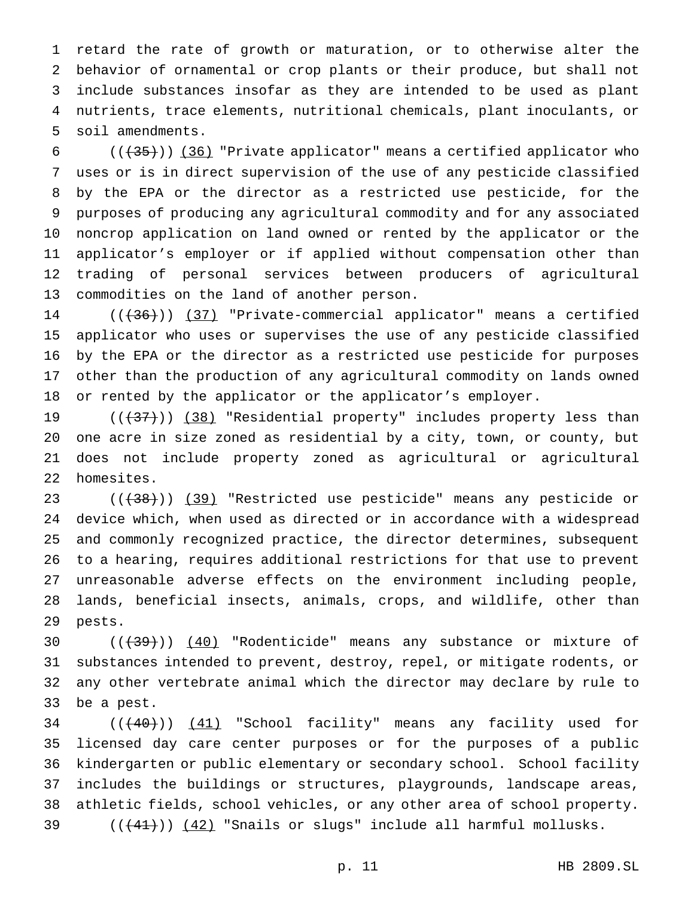retard the rate of growth or maturation, or to otherwise alter the behavior of ornamental or crop plants or their produce, but shall not include substances insofar as they are intended to be used as plant nutrients, trace elements, nutritional chemicals, plant inoculants, or soil amendments.

(((35))) (36) "Private applicator" means a certified applicator who uses or is in direct supervision of the use of any pesticide classified by the EPA or the director as a restricted use pesticide, for the purposes of producing any agricultural commodity and for any associated noncrop application on land owned or rented by the applicator or the applicator's employer or if applied without compensation other than trading of personal services between producers of agricultural commodities on the land of another person.

(((36))) (37) "Private-commercial applicator" means a certified applicator who uses or supervises the use of any pesticide classified by the EPA or the director as a restricted use pesticide for purposes other than the production of any agricultural commodity on lands owned or rented by the applicator or the applicator's employer.

(((37))) (38) "Residential property" includes property less than one acre in size zoned as residential by a city, town, or county, but does not include property zoned as agricultural or agricultural homesites.

(((38))) (39) "Restricted use pesticide" means any pesticide or device which, when used as directed or in accordance with a widespread and commonly recognized practice, the director determines, subsequent to a hearing, requires additional restrictions for that use to prevent unreasonable adverse effects on the environment including people, lands, beneficial insects, animals, crops, and wildlife, other than pests.

(((39))) (40) "Rodenticide" means any substance or mixture of substances intended to prevent, destroy, repel, or mitigate rodents, or any other vertebrate animal which the director may declare by rule to be a pest.

(((40))) (41) "School facility" means any facility used for licensed day care center purposes or for the purposes of a public kindergarten or public elementary or secondary school. School facility includes the buildings or structures, playgrounds, landscape areas, athletic fields, school vehicles, or any other area of school property.

(((41))) (42) "Snails or slugs" include all harmful mollusks.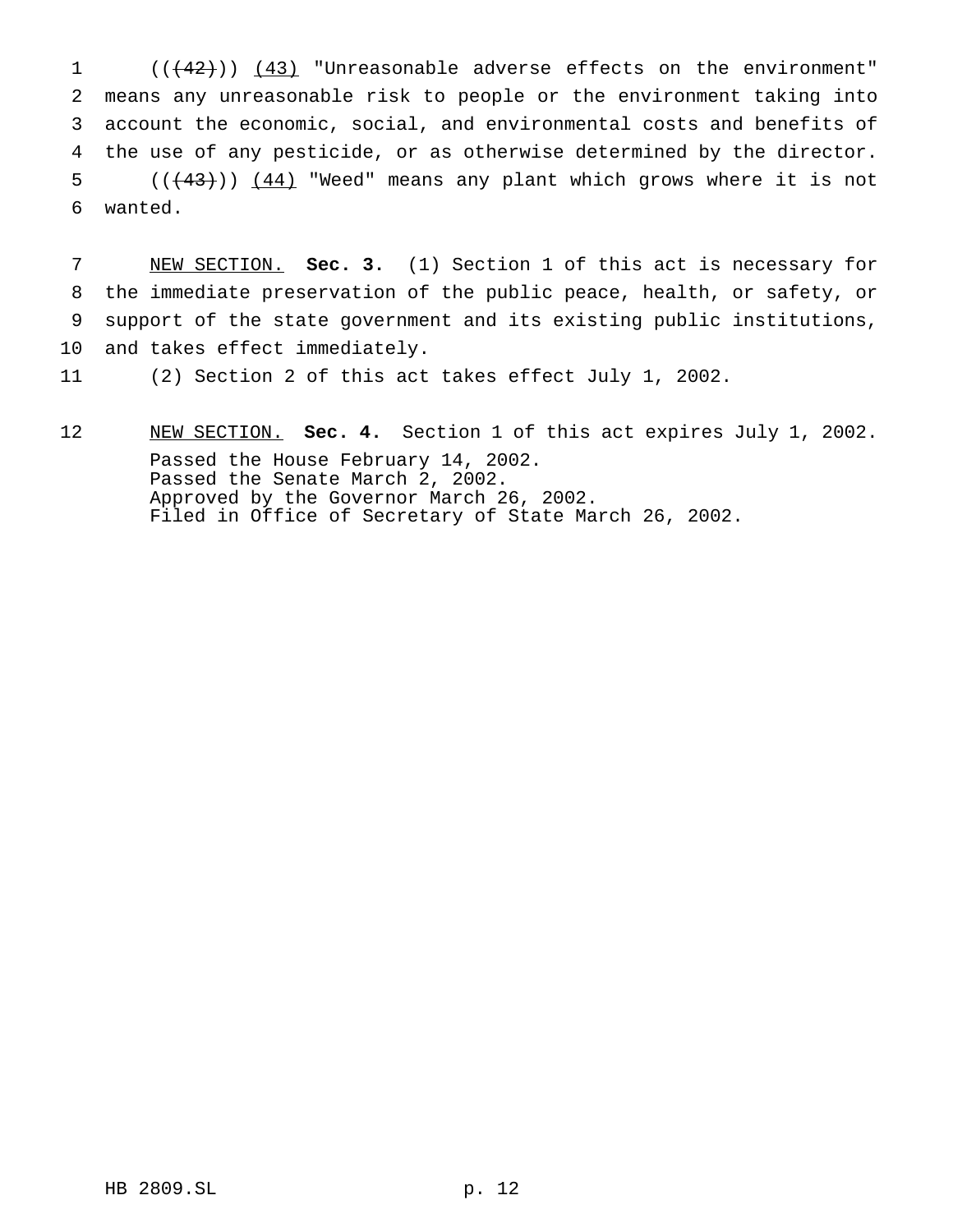((~~(42)~~)) <u>(43)</u> "Unreasonable adverse effects on the environment" means any unreasonable risk to people or the environment taking into account the economic, social, and environmental costs and benefits of the use of any pesticide, or as otherwise determined by the director.

((~~(43)~~)) <u>(44)</u> "Weed" means any plant which grows where it is not wanted.

<u>NEW SECTION.</u> **Sec. 3.** (1) Section 1 of this act is necessary for the immediate preservation of the public peace, health, or safety, or support of the state government and its existing public institutions, and takes effect immediately.

(2) Section 2 of this act takes effect July 1, 2002.

<u>NEW SECTION.</u> **Sec. 4.** Section 1 of this act expires July 1, 2002.

Passed the House February 14, 2002.
Passed the Senate March 2, 2002.
Approved by the Governor March 26, 2002.
Filed in Office of Secretary of State March 26, 2002.